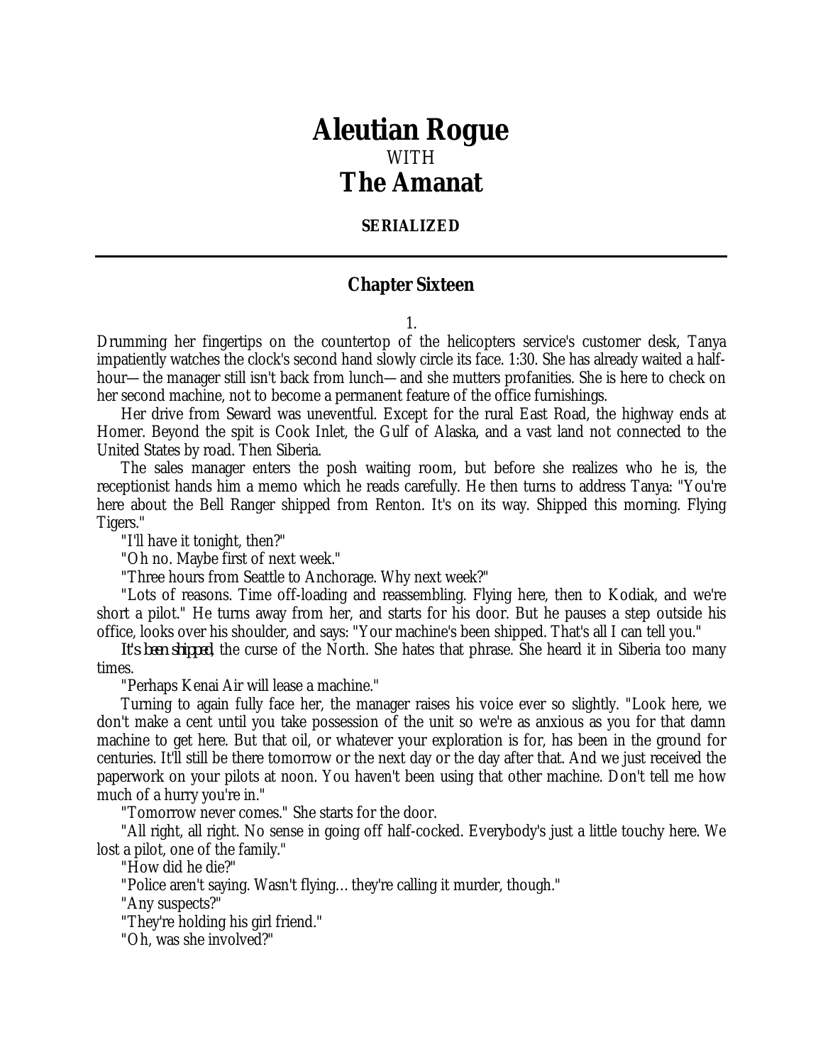# Aleutian Rogue

WITH

# The Amanat

**SERIALIZED**

---

## Chapter Sixteen

1.

Drumming her fingertips on the countertop of the helicopters service's customer desk, Tanya impatiently watches the clock's second hand slowly circle its face. 1:30. She has already waited a half-hour—the manager still isn't back from lunch—and she mutters profanities. She is here to check on her second machine, not to become a permanent feature of the office furnishings.

Her drive from Seward was uneventful. Except for the rural East Road, the highway ends at Homer. Beyond the spit is Cook Inlet, the Gulf of Alaska, and a vast land not connected to the United States by road. Then Siberia.

The sales manager enters the posh waiting room, but before she realizes who he is, the receptionist hands him a memo which he reads carefully. He then turns to address Tanya: "You're here about the Bell Ranger shipped from Renton. It's on its way. Shipped this morning. Flying Tigers."

"I'll have it tonight, then?"

"Oh no. Maybe first of next week."

"Three hours from Seattle to Anchorage. Why next week?"

"Lots of reasons. Time off-loading and reassembling. Flying here, then to Kodiak, and we're short a pilot." He turns away from her, and starts for his door. But he pauses a step outside his office, looks over his shoulder, and says: "Your machine's been shipped. That's all I can tell you."

*It's been shipped*, the curse of the North. She hates that phrase. She heard it in Siberia too many times.

"Perhaps Kenai Air will lease a machine."

Turning to again fully face her, the manager raises his voice ever so slightly. "Look here, we don't make a cent until you take possession of the unit so we're as anxious as you for that damn machine to get here. But that oil, or whatever your exploration is for, has been in the ground for centuries. It'll still be there tomorrow or the next day or the day after that. And we just received the paperwork on your pilots at noon. You haven't been using that other machine. Don't tell me how much of a hurry you're in."

"Tomorrow never comes." She starts for the door.

"All right, all right. No sense in going off half-cocked. Everybody's just a little touchy here. We lost a pilot, one of the family."

"How did he die?"

"Police aren't saying. Wasn't flying… they're calling it murder, though."

"Any suspects?"

"They're holding his girl friend."

"Oh, was she involved?"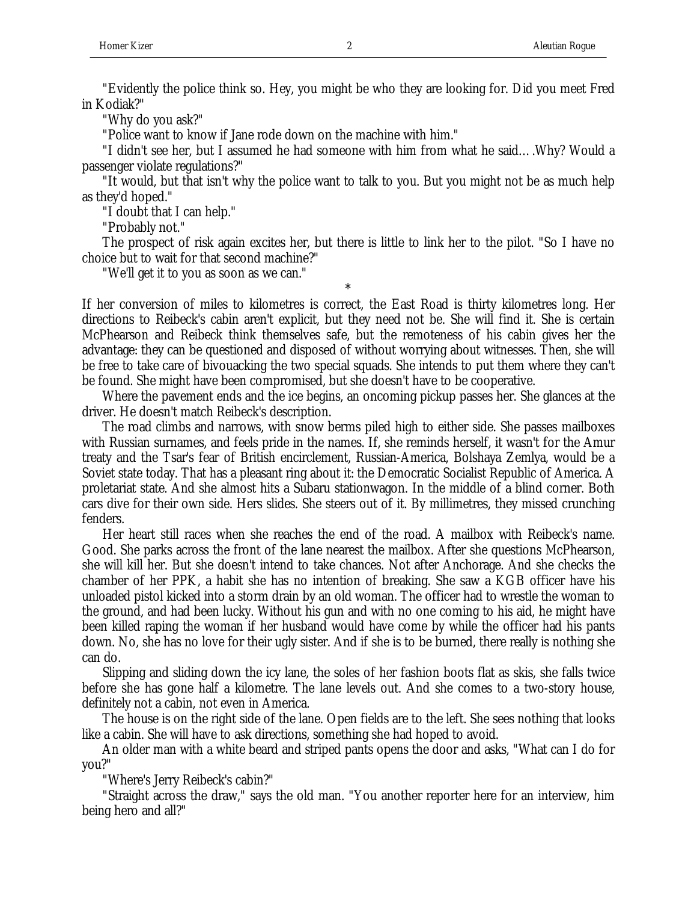"Evidently the police think so. Hey, you might be who they are looking for. Did you meet Fred in Kodiak?"

"Why do you ask?"

"Police want to know if Jane rode down on the machine with him."

"I didn't see her, but I assumed he had someone with him from what he said….Why? Would a passenger violate regulations?"

"It would, but that isn't why the police want to talk to you. But you might not be as much help as they'd hoped."

"I doubt that I can help."

"Probably not."

The prospect of risk again excites her, but there is little to link her to the pilot. "So I have no choice but to wait for that second machine?"

"We'll get it to you as soon as we can."

*

If her conversion of miles to kilometres is correct, the East Road is thirty kilometres long. Her directions to Reibeck's cabin aren't explicit, but they need not be. She will find it. She is certain McPhearson and Reibeck think themselves safe, but the remoteness of his cabin gives her the advantage: they can be questioned and disposed of without worrying about witnesses. Then, she will be free to take care of bivouacking the two special squads. She intends to put them where they can't be found. She might have been compromised, but she doesn't have to be cooperative.

Where the pavement ends and the ice begins, an oncoming pickup passes her. She glances at the driver. He doesn't match Reibeck's description.

The road climbs and narrows, with snow berms piled high to either side. She passes mailboxes with Russian surnames, and feels pride in the names. If, she reminds herself, it wasn't for the Amur treaty and the Tsar's fear of British encirclement, Russian-America, Bolshaya Zemlya, would be a Soviet state today. That has a pleasant ring about it: the Democratic Socialist Republic of America. A proletariat state. And she almost hits a Subaru stationwagon. In the middle of a blind corner. Both cars dive for their own side. Hers slides. She steers out of it. By millimetres, they missed crunching fenders.

Her heart still races when she reaches the end of the road. A mailbox with Reibeck's name. Good. She parks across the front of the lane nearest the mailbox. After she questions McPhearson, she will kill her. But she doesn't intend to take chances. Not after Anchorage. And she checks the chamber of her PPK, a habit she has no intention of breaking. She saw a KGB officer have his unloaded pistol kicked into a storm drain by an old woman. The officer had to wrestle the woman to the ground, and had been lucky. Without his gun and with no one coming to his aid, he might have been killed raping the woman if her husband would have come by while the officer had his pants down. No, she has no love for their ugly sister. And if she is to be burned, there really is nothing she can do.

Slipping and sliding down the icy lane, the soles of her fashion boots flat as skis, she falls twice before she has gone half a kilometre. The lane levels out. And she comes to a two-story house, definitely not a cabin, not even in America.

The house is on the right side of the lane. Open fields are to the left. She sees nothing that looks like a cabin. She will have to ask directions, something she had hoped to avoid.

An older man with a white beard and striped pants opens the door and asks, "What can I do for you?"

"Where's Jerry Reibeck's cabin?"

"Straight across the draw," says the old man. "You another reporter here for an interview, him being hero and all?"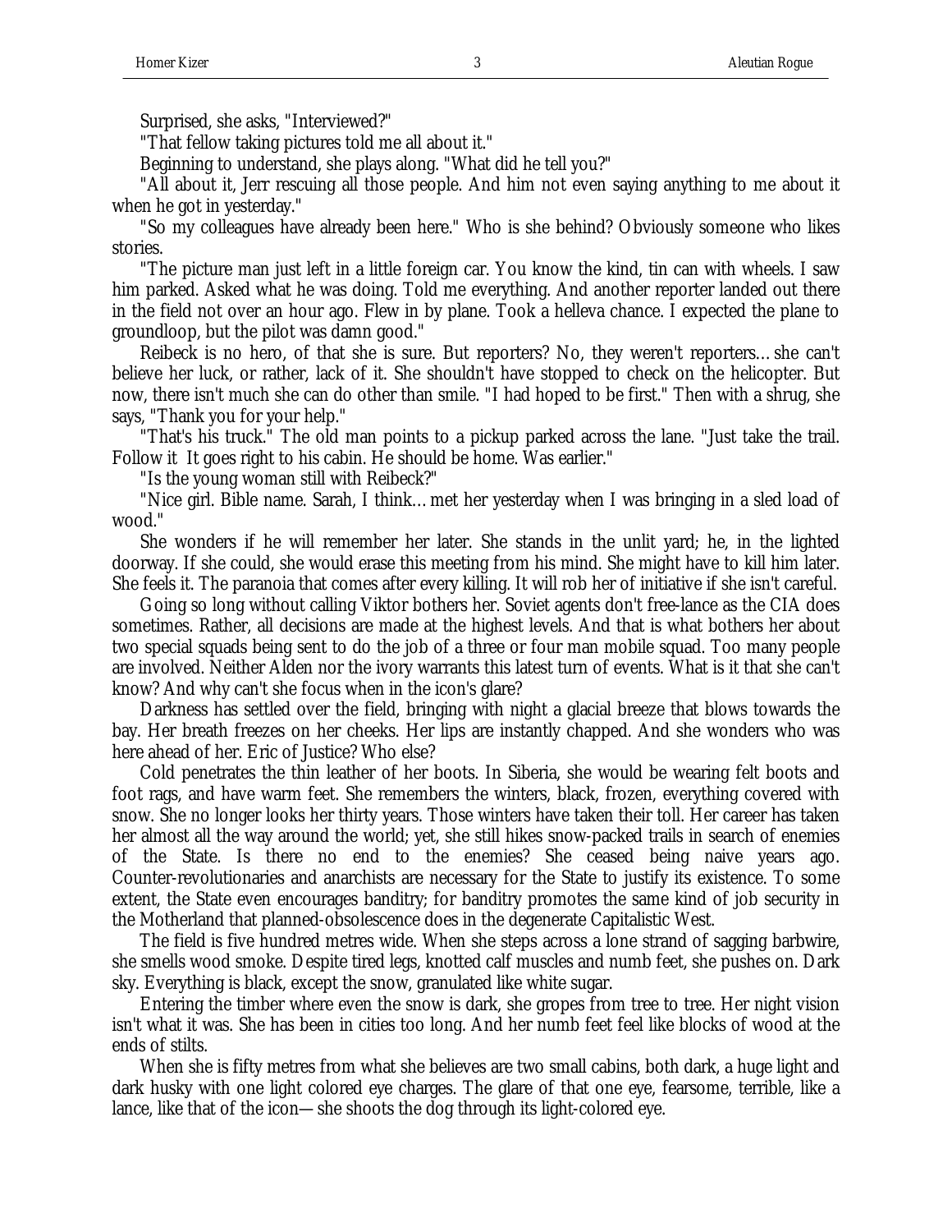Surprised, she asks, "Interviewed?"

"That fellow taking pictures told me all about it."

Beginning to understand, she plays along. "What did he tell you?"

"All about it, Jerr rescuing all those people. And him not even saying anything to me about it when he got in yesterday."

"So my colleagues have already been here." Who is she behind? Obviously someone who likes stories.

"The picture man just left in a little foreign car. You know the kind, tin can with wheels. I saw him parked. Asked what he was doing. Told me everything. And another reporter landed out there in the field not over an hour ago. Flew in by plane. Took a helleva chance. I expected the plane to groundloop, but the pilot was damn good."

Reibeck is no hero, of that she is sure. But reporters? No, they weren't reporters… she can't believe her luck, or rather, lack of it. She shouldn't have stopped to check on the helicopter. But now, there isn't much she can do other than smile. "I had hoped to be first." Then with a shrug, she says, "Thank you for your help."

"That's his truck." The old man points to a pickup parked across the lane. "Just take the trail. Follow it It goes right to his cabin. He should be home. Was earlier."

"Is the young woman still with Reibeck?"

"Nice girl. Bible name. Sarah, I think… met her yesterday when I was bringing in a sled load of wood."

She wonders if he will remember her later. She stands in the unlit yard; he, in the lighted doorway. If she could, she would erase this meeting from his mind. She might have to kill him later. She feels it. The paranoia that comes after every killing. It will rob her of initiative if she isn't careful.

Going so long without calling Viktor bothers her. Soviet agents don't free-lance as the CIA does sometimes. Rather, all decisions are made at the highest levels. And that is what bothers her about two special squads being sent to do the job of a three or four man mobile squad. Too many people are involved. Neither Alden nor the ivory warrants this latest turn of events. What is it that she can't know? And why can't she focus when in the icon's glare?

Darkness has settled over the field, bringing with night a glacial breeze that blows towards the bay. Her breath freezes on her cheeks. Her lips are instantly chapped. And she wonders who was here ahead of her. Eric of Justice? Who else?

Cold penetrates the thin leather of her boots. In Siberia, she would be wearing felt boots and foot rags, and have warm feet. She remembers the winters, black, frozen, everything covered with snow. She no longer looks her thirty years. Those winters have taken their toll. Her career has taken her almost all the way around the world; yet, she still hikes snow-packed trails in search of enemies of the State. Is there no end to the enemies? She ceased being naive years ago. Counter-revolutionaries and anarchists are necessary for the State to justify its existence. To some extent, the State even encourages banditry; for banditry promotes the same kind of job security in the Motherland that planned-obsolescence does in the degenerate Capitalistic West.

The field is five hundred metres wide. When she steps across a lone strand of sagging barbwire, she smells wood smoke. Despite tired legs, knotted calf muscles and numb feet, she pushes on. Dark sky. Everything is black, except the snow, granulated like white sugar.

Entering the timber where even the snow is dark, she gropes from tree to tree. Her night vision isn't what it was. She has been in cities too long. And her numb feet feel like blocks of wood at the ends of stilts.

When she is fifty metres from what she believes are two small cabins, both dark, a huge light and dark husky with one light colored eye charges. The glare of that one eye, fearsome, terrible, like a lance, like that of the icon— she shoots the dog through its light-colored eye.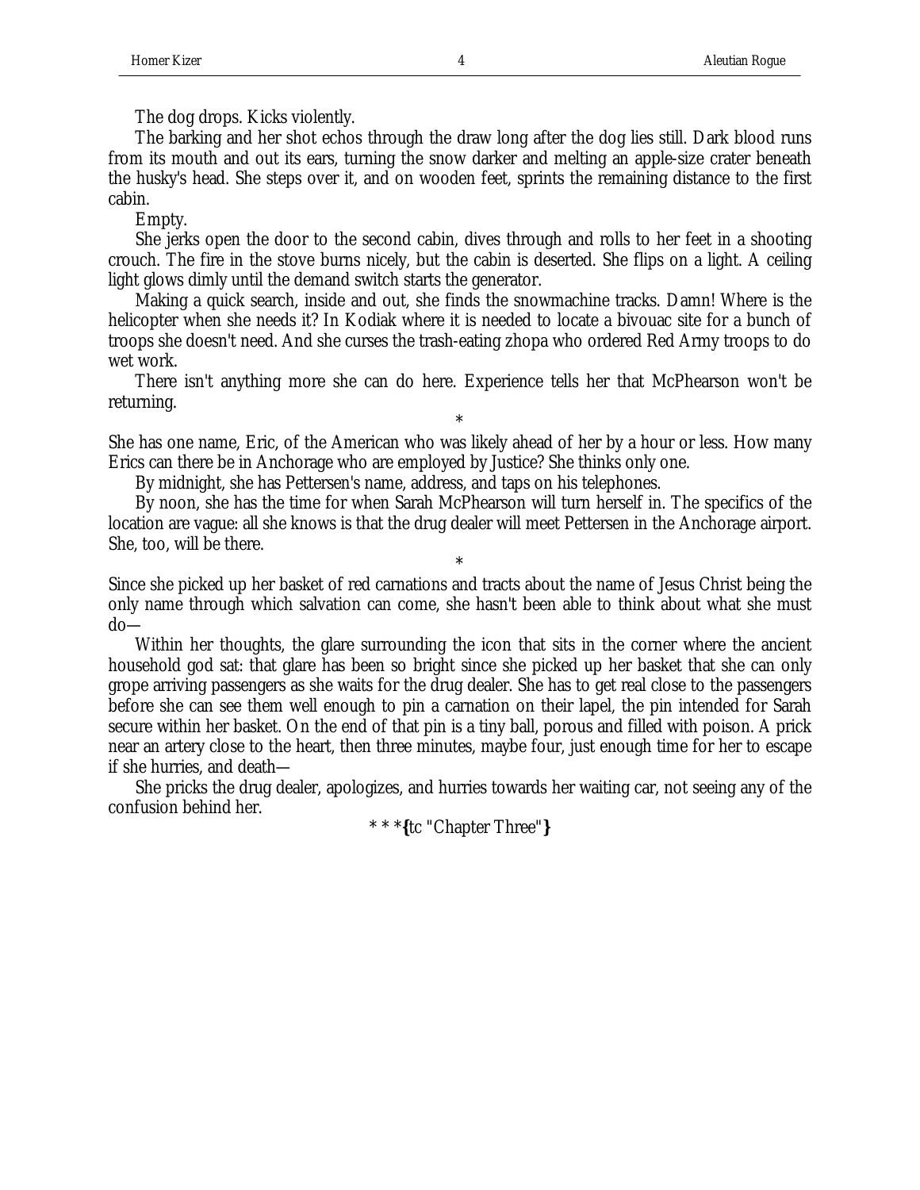The dog drops. Kicks violently.

The barking and her shot echos through the draw long after the dog lies still. Dark blood runs from its mouth and out its ears, turning the snow darker and melting an apple-size crater beneath the husky's head. She steps over it, and on wooden feet, sprints the remaining distance to the first cabin.

Empty.

She jerks open the door to the second cabin, dives through and rolls to her feet in a shooting crouch. The fire in the stove burns nicely, but the cabin is deserted. She flips on a light. A ceiling light glows dimly until the demand switch starts the generator.

Making a quick search, inside and out, she finds the snowmachine tracks. Damn! Where is the helicopter when she needs it? In Kodiak where it is needed to locate a bivouac site for a bunch of troops she doesn't need. And she curses the trash-eating zhopa who ordered Red Army troops to do wet work.

There isn't anything more she can do here. Experience tells her that McPhearson won't be returning.

*

She has one name, Eric, of the American who was likely ahead of her by a hour or less. How many Erics can there be in Anchorage who are employed by Justice? She thinks only one.

By midnight, she has Pettersen's name, address, and taps on his telephones.

By noon, she has the time for when Sarah McPhearson will turn herself in. The specifics of the location are vague: all she knows is that the drug dealer will meet Pettersen in the Anchorage airport. She, too, will be there.

*

Since she picked up her basket of red carnations and tracts about the name of Jesus Christ being the only name through which salvation can come, she hasn't been able to think about what she must do—

Within her thoughts, the glare surrounding the icon that sits in the corner where the ancient household god sat: that glare has been so bright since she picked up her basket that she can only grope arriving passengers as she waits for the drug dealer. She has to get real close to the passengers before she can see them well enough to pin a carnation on their lapel, the pin intended for Sarah secure within her basket. On the end of that pin is a tiny ball, porous and filled with poison. A prick near an artery close to the heart, then three minutes, maybe four, just enough time for her to escape if she hurries, and death—

She pricks the drug dealer, apologizes, and hurries towards her waiting car, not seeing any of the confusion behind her.

* * *{tc "Chapter Three"}